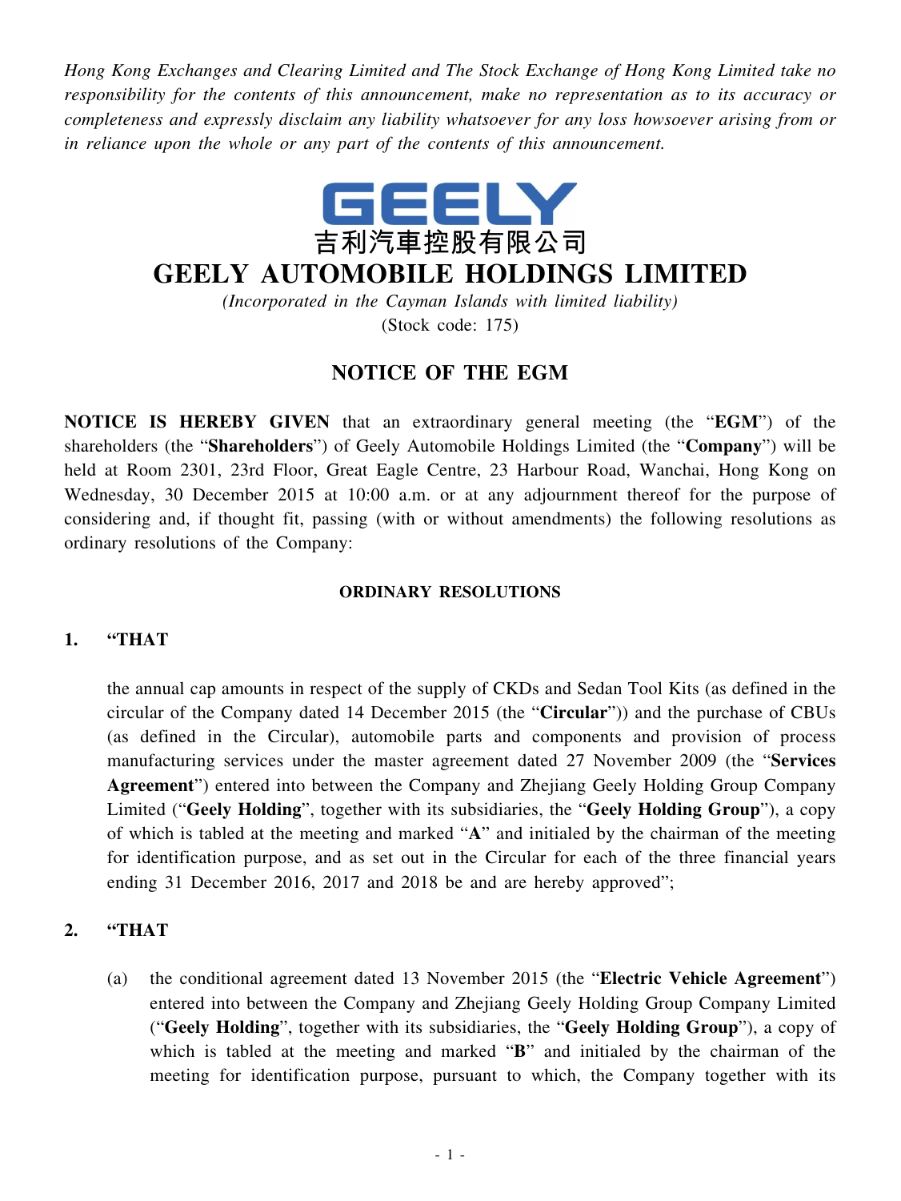*Hong Kong Exchanges and Clearing Limited and The Stock Exchange of Hong Kong Limited take no responsibility for the contents of this announcement, make no representation as to its accuracy or completeness and expressly disclaim any liability whatsoever for any loss howsoever arising from or in reliance upon the whole or any part of the contents of this announcement.*

GEELY

吉利汽車控股有限公司

# GEELY AUTOMOBILE HOLDINGS LIMITED

*(Incorporated in the Cayman Islands with limited liability)*

(Stock code: 175)

## NOTICE OF THE EGM

**NOTICE IS HEREBY GIVEN** that an extraordinary general meeting (the "**EGM**") of the shareholders (the "**Shareholders**") of Geely Automobile Holdings Limited (the "**Company**") will be held at Room 2301, 23rd Floor, Great Eagle Centre, 23 Harbour Road, Wanchai, Hong Kong on Wednesday, 30 December 2015 at 10:00 a.m. or at any adjournment thereof for the purpose of considering and, if thought fit, passing (with or without amendments) the following resolutions as ordinary resolutions of the Company:

**ORDINARY RESOLUTIONS**

1. **"THAT**

   the annual cap amounts in respect of the supply of CKDs and Sedan Tool Kits (as defined in the circular of the Company dated 14 December 2015 (the "**Circular**")) and the purchase of CBUs (as defined in the Circular), automobile parts and components and provision of process manufacturing services under the master agreement dated 27 November 2009 (the "**Services Agreement**") entered into between the Company and Zhejiang Geely Holding Group Company Limited ("**Geely Holding**", together with its subsidiaries, the "**Geely Holding Group**"), a copy of which is tabled at the meeting and marked "**A**" and initialed by the chairman of the meeting for identification purpose, and as set out in the Circular for each of the three financial years ending 31 December 2016, 2017 and 2018 be and are hereby approved";

2. **"THAT**

   (a) the conditional agreement dated 13 November 2015 (the "**Electric Vehicle Agreement**") entered into between the Company and Zhejiang Geely Holding Group Company Limited ("**Geely Holding**", together with its subsidiaries, the "**Geely Holding Group**"), a copy of which is tabled at the meeting and marked "**B**" and initialed by the chairman of the meeting for identification purpose, pursuant to which, the Company together with its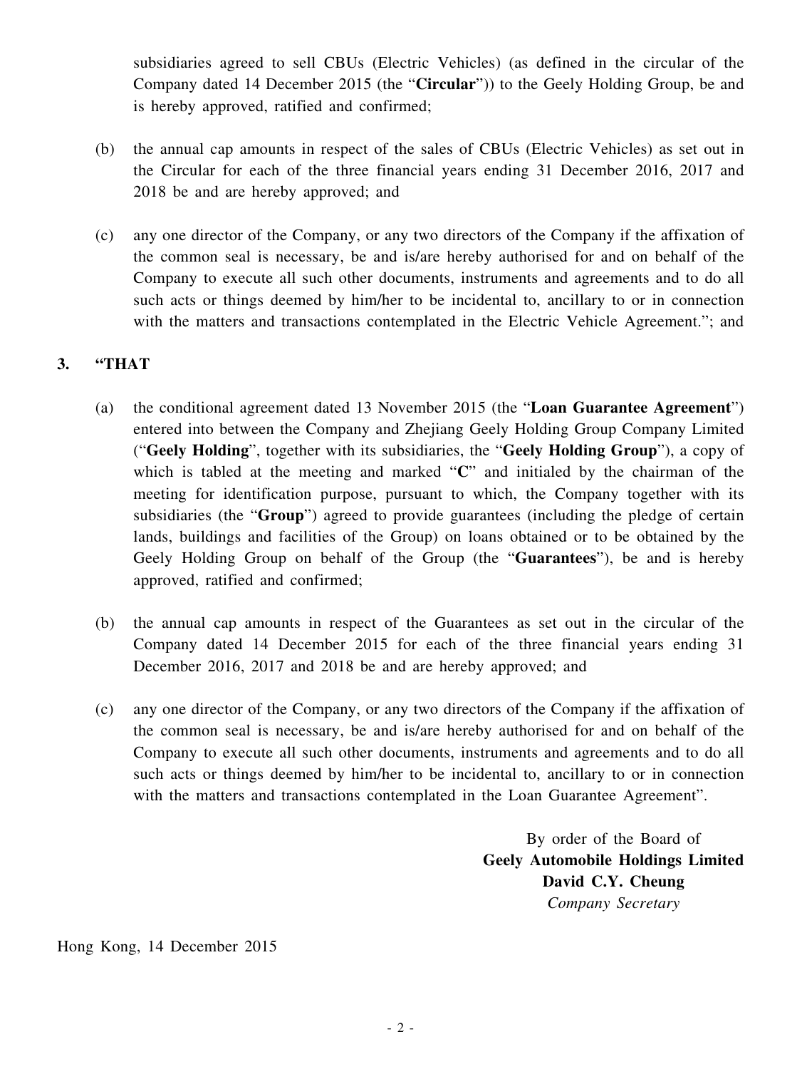subsidiaries agreed to sell CBUs (Electric Vehicles) (as defined in the circular of the Company dated 14 December 2015 (the "**Circular**")) to the Geely Holding Group, be and is hereby approved, ratified and confirmed;

(b) the annual cap amounts in respect of the sales of CBUs (Electric Vehicles) as set out in the Circular for each of the three financial years ending 31 December 2016, 2017 and 2018 be and are hereby approved; and

(c) any one director of the Company, or any two directors of the Company if the affixation of the common seal is necessary, be and is/are hereby authorised for and on behalf of the Company to execute all such other documents, instruments and agreements and to do all such acts or things deemed by him/her to be incidental to, ancillary to or in connection with the matters and transactions contemplated in the Electric Vehicle Agreement."; and

**3. "THAT**

(a) the conditional agreement dated 13 November 2015 (the "**Loan Guarantee Agreement**") entered into between the Company and Zhejiang Geely Holding Group Company Limited ("**Geely Holding**", together with its subsidiaries, the "**Geely Holding Group**"), a copy of which is tabled at the meeting and marked "**C**" and initialed by the chairman of the meeting for identification purpose, pursuant to which, the Company together with its subsidiaries (the "**Group**") agreed to provide guarantees (including the pledge of certain lands, buildings and facilities of the Group) on loans obtained or to be obtained by the Geely Holding Group on behalf of the Group (the "**Guarantees**"), be and is hereby approved, ratified and confirmed;

(b) the annual cap amounts in respect of the Guarantees as set out in the circular of the Company dated 14 December 2015 for each of the three financial years ending 31 December 2016, 2017 and 2018 be and are hereby approved; and

(c) any one director of the Company, or any two directors of the Company if the affixation of the common seal is necessary, be and is/are hereby authorised for and on behalf of the Company to execute all such other documents, instruments and agreements and to do all such acts or things deemed by him/her to be incidental to, ancillary to or in connection with the matters and transactions contemplated in the Loan Guarantee Agreement".

By order of the Board of
**Geely Automobile Holdings Limited**
**David C.Y. Cheung**
*Company Secretary*

Hong Kong, 14 December 2015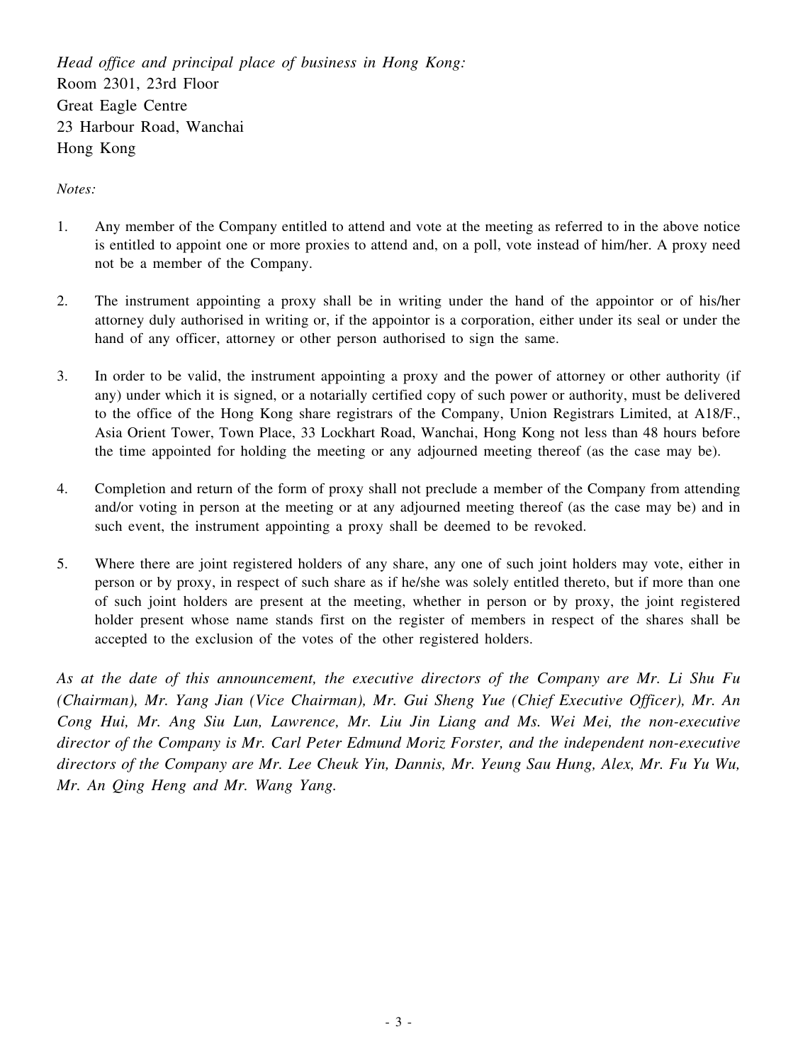*Head office and principal place of business in Hong Kong:*
Room 2301, 23rd Floor
Great Eagle Centre
23 Harbour Road, Wanchai
Hong Kong

*Notes:*

1. Any member of the Company entitled to attend and vote at the meeting as referred to in the above notice is entitled to appoint one or more proxies to attend and, on a poll, vote instead of him/her. A proxy need not be a member of the Company.

2. The instrument appointing a proxy shall be in writing under the hand of the appointor or of his/her attorney duly authorised in writing or, if the appointor is a corporation, either under its seal or under the hand of any officer, attorney or other person authorised to sign the same.

3. In order to be valid, the instrument appointing a proxy and the power of attorney or other authority (if any) under which it is signed, or a notarially certified copy of such power or authority, must be delivered to the office of the Hong Kong share registrars of the Company, Union Registrars Limited, at A18/F., Asia Orient Tower, Town Place, 33 Lockhart Road, Wanchai, Hong Kong not less than 48 hours before the time appointed for holding the meeting or any adjourned meeting thereof (as the case may be).

4. Completion and return of the form of proxy shall not preclude a member of the Company from attending and/or voting in person at the meeting or at any adjourned meeting thereof (as the case may be) and in such event, the instrument appointing a proxy shall be deemed to be revoked.

5. Where there are joint registered holders of any share, any one of such joint holders may vote, either in person or by proxy, in respect of such share as if he/she was solely entitled thereto, but if more than one of such joint holders are present at the meeting, whether in person or by proxy, the joint registered holder present whose name stands first on the register of members in respect of the shares shall be accepted to the exclusion of the votes of the other registered holders.

*As at the date of this announcement, the executive directors of the Company are Mr. Li Shu Fu (Chairman), Mr. Yang Jian (Vice Chairman), Mr. Gui Sheng Yue (Chief Executive Officer), Mr. An Cong Hui, Mr. Ang Siu Lun, Lawrence, Mr. Liu Jin Liang and Ms. Wei Mei, the non-executive director of the Company is Mr. Carl Peter Edmund Moriz Forster, and the independent non-executive directors of the Company are Mr. Lee Cheuk Yin, Dannis, Mr. Yeung Sau Hung, Alex, Mr. Fu Yu Wu, Mr. An Qing Heng and Mr. Wang Yang.*